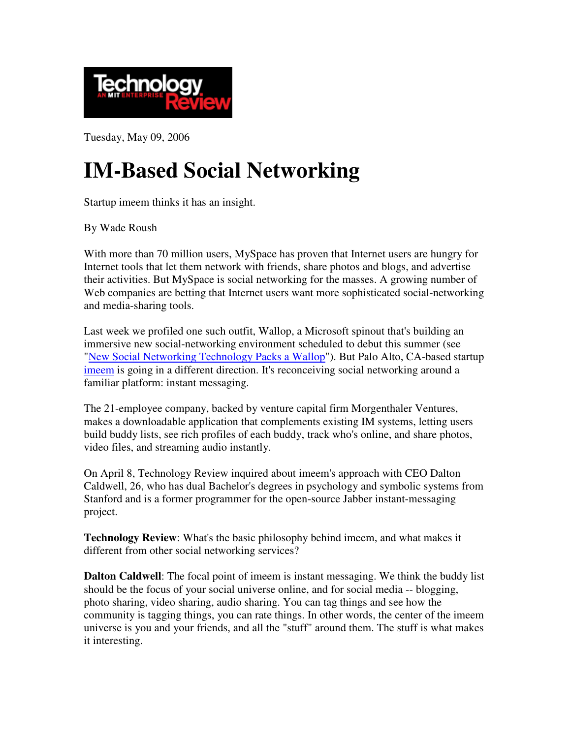Technology Review — An MIT Enterprise

Tuesday, May 09, 2006

# IM-Based Social Networking

Startup imeem thinks it has an insight.

By Wade Roush

With more than 70 million users, MySpace has proven that Internet users are hungry for Internet tools that let them network with friends, share photos and blogs, and advertise their activities. But MySpace is social networking for the masses. A growing number of Web companies are betting that Internet users want more sophisticated social-networking and media-sharing tools.

Last week we profiled one such outfit, Wallop, a Microsoft spinout that's building an immersive new social-networking environment scheduled to debut this summer (see "New Social Networking Technology Packs a Wallop"). But Palo Alto, CA-based startup imeem is going in a different direction. It's reconceiving social networking around a familiar platform: instant messaging.

The 21-employee company, backed by venture capital firm Morgenthaler Ventures, makes a downloadable application that complements existing IM systems, letting users build buddy lists, see rich profiles of each buddy, track who's online, and share photos, video files, and streaming audio instantly.

On April 8, Technology Review inquired about imeem's approach with CEO Dalton Caldwell, 26, who has dual Bachelor's degrees in psychology and symbolic systems from Stanford and is a former programmer for the open-source Jabber instant-messaging project.

**Technology Review**: What's the basic philosophy behind imeem, and what makes it different from other social networking services?

**Dalton Caldwell**: The focal point of imeem is instant messaging. We think the buddy list should be the focus of your social universe online, and for social media -- blogging, photo sharing, video sharing, audio sharing. You can tag things and see how the community is tagging things, you can rate things. In other words, the center of the imeem universe is you and your friends, and all the "stuff" around them. The stuff is what makes it interesting.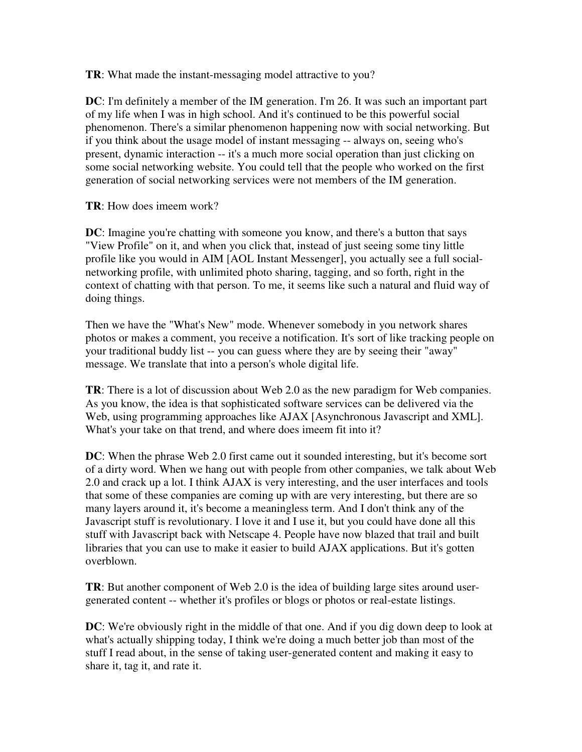**TR**: What made the instant-messaging model attractive to you?

**DC**: I'm definitely a member of the IM generation. I'm 26. It was such an important part of my life when I was in high school. And it's continued to be this powerful social phenomenon. There's a similar phenomenon happening now with social networking. But if you think about the usage model of instant messaging -- always on, seeing who's present, dynamic interaction -- it's a much more social operation than just clicking on some social networking website. You could tell that the people who worked on the first generation of social networking services were not members of the IM generation.

**TR**: How does imeem work?

**DC**: Imagine you're chatting with someone you know, and there's a button that says "View Profile" on it, and when you click that, instead of just seeing some tiny little profile like you would in AIM [AOL Instant Messenger], you actually see a full social-networking profile, with unlimited photo sharing, tagging, and so forth, right in the context of chatting with that person. To me, it seems like such a natural and fluid way of doing things.

Then we have the "What's New" mode. Whenever somebody in you network shares photos or makes a comment, you receive a notification. It's sort of like tracking people on your traditional buddy list -- you can guess where they are by seeing their "away" message. We translate that into a person's whole digital life.

**TR**: There is a lot of discussion about Web 2.0 as the new paradigm for Web companies. As you know, the idea is that sophisticated software services can be delivered via the Web, using programming approaches like AJAX [Asynchronous Javascript and XML]. What's your take on that trend, and where does imeem fit into it?

**DC**: When the phrase Web 2.0 first came out it sounded interesting, but it's become sort of a dirty word. When we hang out with people from other companies, we talk about Web 2.0 and crack up a lot. I think AJAX is very interesting, and the user interfaces and tools that some of these companies are coming up with are very interesting, but there are so many layers around it, it's become a meaningless term. And I don't think any of the Javascript stuff is revolutionary. I love it and I use it, but you could have done all this stuff with Javascript back with Netscape 4. People have now blazed that trail and built libraries that you can use to make it easier to build AJAX applications. But it's gotten overblown.

**TR**: But another component of Web 2.0 is the idea of building large sites around user-generated content -- whether it's profiles or blogs or photos or real-estate listings.

**DC**: We're obviously right in the middle of that one. And if you dig down deep to look at what's actually shipping today, I think we're doing a much better job than most of the stuff I read about, in the sense of taking user-generated content and making it easy to share it, tag it, and rate it.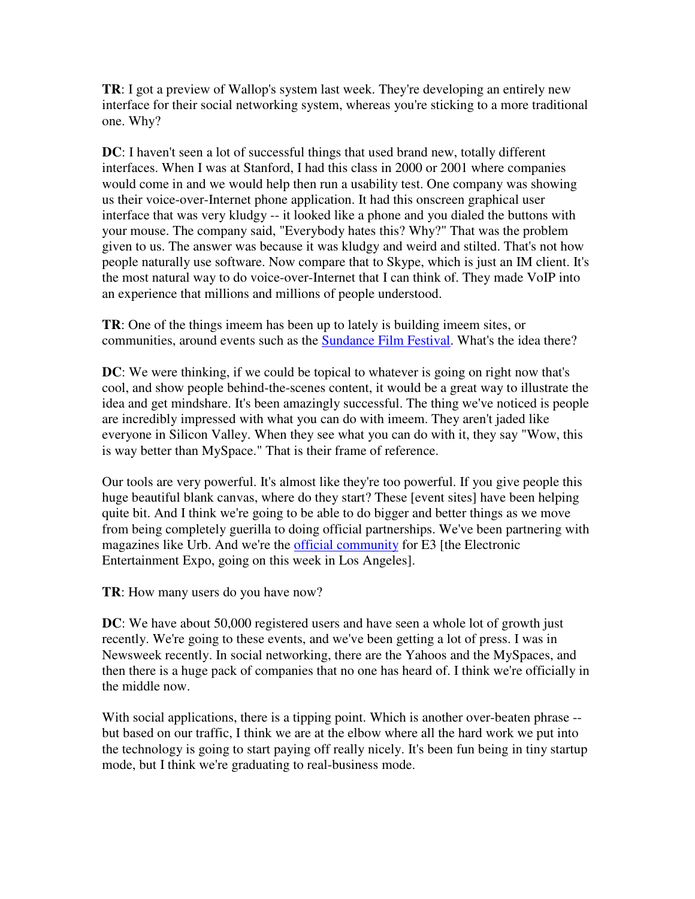**TR**: I got a preview of Wallop's system last week. They're developing an entirely new interface for their social networking system, whereas you're sticking to a more traditional one. Why?

**DC**: I haven't seen a lot of successful things that used brand new, totally different interfaces. When I was at Stanford, I had this class in 2000 or 2001 where companies would come in and we would help then run a usability test. One company was showing us their voice-over-Internet phone application. It had this onscreen graphical user interface that was very kludgy -- it looked like a phone and you dialed the buttons with your mouse. The company said, "Everybody hates this? Why?" That was the problem given to us. The answer was because it was kludgy and weird and stilted. That's not how people naturally use software. Now compare that to Skype, which is just an IM client. It's the most natural way to do voice-over-Internet that I can think of. They made VoIP into an experience that millions and millions of people understood.

**TR**: One of the things imeem has been up to lately is building imeem sites, or communities, around events such as the Sundance Film Festival. What's the idea there?

**DC**: We were thinking, if we could be topical to whatever is going on right now that's cool, and show people behind-the-scenes content, it would be a great way to illustrate the idea and get mindshare. It's been amazingly successful. The thing we've noticed is people are incredibly impressed with what you can do with imeem. They aren't jaded like everyone in Silicon Valley. When they see what you can do with it, they say "Wow, this is way better than MySpace." That is their frame of reference.

Our tools are very powerful. It's almost like they're too powerful. If you give people this huge beautiful blank canvas, where do they start? These [event sites] have been helping quite bit. And I think we're going to be able to do bigger and better things as we move from being completely guerilla to doing official partnerships. We've been partnering with magazines like Urb. And we're the official community for E3 [the Electronic Entertainment Expo, going on this week in Los Angeles].

**TR**: How many users do you have now?

**DC**: We have about 50,000 registered users and have seen a whole lot of growth just recently. We're going to these events, and we've been getting a lot of press. I was in Newsweek recently. In social networking, there are the Yahoos and the MySpaces, and then there is a huge pack of companies that no one has heard of. I think we're officially in the middle now.

With social applications, there is a tipping point. Which is another over-beaten phrase -- but based on our traffic, I think we are at the elbow where all the hard work we put into the technology is going to start paying off really nicely. It's been fun being in tiny startup mode, but I think we're graduating to real-business mode.